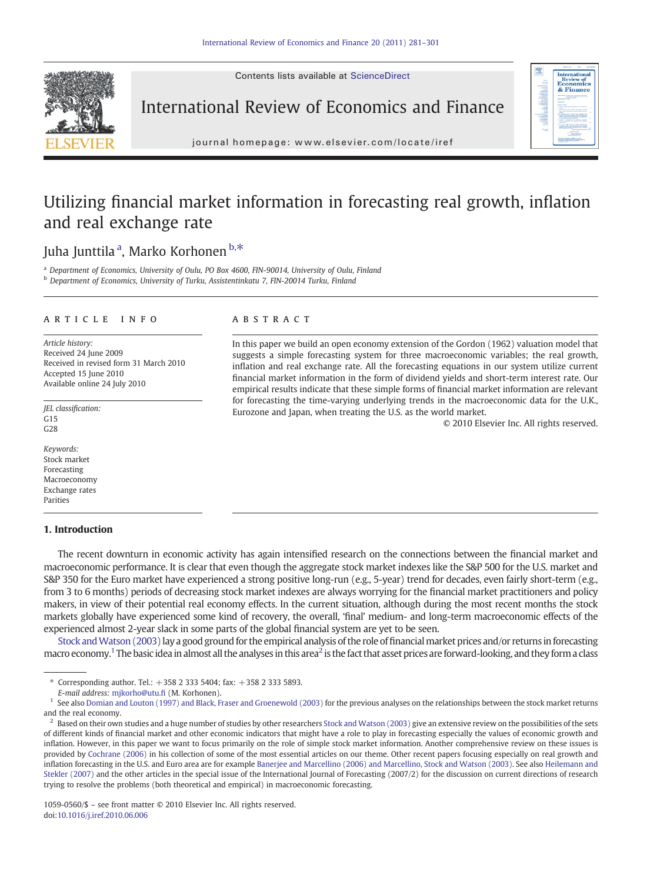# Utilizing financial market information in forecasting real growth, inflation and real exchange rate

Juha Junttila [a], Marko Korhonen [b,*]

[a] Department of Economics, University of Oulu, PO Box 4600, FIN-90014, University of Oulu, Finland

[b] Department of Economics, University of Turku, Assistentinkatu 7, FIN-20014 Turku, Finland

## ARTICLE INFO

*Article history:*
Received 24 June 2009
Received in revised form 31 March 2010
Accepted 15 June 2010
Available online 24 July 2010

*JEL classification:*
G15
G28

*Keywords:*
Stock market
Forecasting
Macroeconomy
Exchange rates
Parities

## ABSTRACT

In this paper we build an open economy extension of the Gordon (1962) valuation model that suggests a simple forecasting system for three macroeconomic variables; the real growth, inflation and real exchange rate. All the forecasting equations in our system utilize current financial market information in the form of dividend yields and short-term interest rate. Our empirical results indicate that these simple forms of financial market information are relevant for forecasting the time-varying underlying trends in the macroeconomic data for the U.K., Eurozone and Japan, when treating the U.S. as the world market.

© 2010 Elsevier Inc. All rights reserved.

## 1. Introduction

The recent downturn in economic activity has again intensified research on the connections between the financial market and macroeconomic performance. It is clear that even though the aggregate stock market indexes like the S&P 500 for the U.S. market and S&P 350 for the Euro market have experienced a strong positive long-run (e.g., 5-year) trend for decades, even fairly short-term (e.g., from 3 to 6 months) periods of decreasing stock market indexes are always worrying for the financial market practitioners and policy makers, in view of their potential real economy effects. In the current situation, although during the most recent months the stock markets globally have experienced some kind of recovery, the overall, 'final' medium- and long-term macroeconomic effects of the experienced almost 2-year slack in some parts of the global financial system are yet to be seen.

Stock and Watson (2003) lay a good ground for the empirical analysis of the role of financial market prices and/or returns in forecasting macro economy.[1] The basic idea in almost all the analyses in this area[2] is the fact that asset prices are forward-looking, and they form a class

---

* Corresponding author. Tel.: +358 2 333 5404; fax: +358 2 333 5893.
*E-mail address:* mjkorho@utu.fi (M. Korhonen).

[1] See also Domian and Louton (1997) and Black, Fraser and Groenewold (2003) for the previous analyses on the relationships between the stock market returns and the real economy.

[2] Based on their own studies and a huge number of studies by other researchers Stock and Watson (2003) give an extensive review on the possibilities of the sets of different kinds of financial market and other economic indicators that might have a role to play in forecasting especially the values of economic growth and inflation. However, in this paper we want to focus primarily on the role of simple stock market information. Another comprehensive review on these issues is provided by Cochrane (2006) in his collection of some of the most essential articles on our theme. Other recent papers focusing especially on real growth and inflation forecasting in the U.S. and Euro area are for example Banerjee and Marcellino (2006) and Marcellino, Stock and Watson (2003). See also Heilemann and Stekler (2007) and the other articles in the special issue of the International Journal of Forecasting (2007/2) for the discussion on current directions of research trying to resolve the problems (both theoretical and empirical) in macroeconomic forecasting.

1059-0560/$ – see front matter © 2010 Elsevier Inc. All rights reserved.
doi:10.1016/j.iref.2010.06.006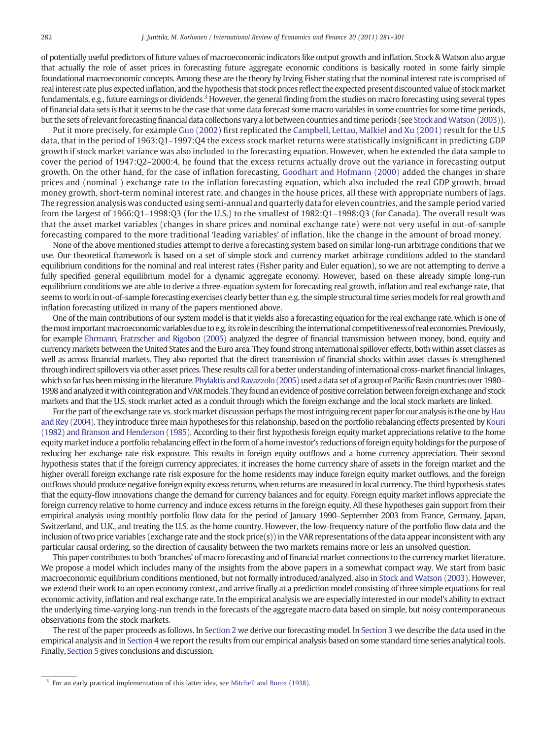of potentially useful predictors of future values of macroeconomic indicators like output growth and inflation. Stock & Watson also argue that actually the role of asset prices in forecasting future aggregate economic conditions is basically rooted in some fairly simple foundational macroeconomic concepts. Among these are the theory by Irving Fisher stating that the nominal interest rate is comprised of real interest rate plus expected inflation, and the hypothesis that stock prices reflect the expected present discounted value of stock market fundamentals, e.g., future earnings or dividends.[3] However, the general finding from the studies on macro forecasting using several types of financial data sets is that it seems to be the case that some data forecast some macro variables in some countries for some time periods, but the sets of relevant forecasting financial data collections vary a lot between countries and time periods (see Stock and Watson (2003)).

Put it more precisely, for example Guo (2002) first replicated the Campbell, Lettau, Malkiel and Xu (2001) result for the U.S data, that in the period of 1963:Q1–1997:Q4 the excess stock market returns were statistically insignificant in predicting GDP growth if stock market variance was also included to the forecasting equation. However, when he extended the data sample to cover the period of 1947:Q2–2000:4, he found that the excess returns actually drove out the variance in forecasting output growth. On the other hand, for the case of inflation forecasting, Goodhart and Hofmann (2000) added the changes in share prices and (nominal ) exchange rate to the inflation forecasting equation, which also included the real GDP growth, broad money growth, short-term nominal interest rate, and changes in the house prices, all these with appropriate numbers of lags. The regression analysis was conducted using semi-annual and quarterly data for eleven countries, and the sample period varied from the largest of 1966:Q1–1998:Q3 (for the U.S.) to the smallest of 1982:Q1–1998:Q3 (for Canada). The overall result was that the asset market variables (changes in share prices and nominal exchange rate) were not very useful in out-of-sample forecasting compared to the more traditional 'leading variables' of inflation, like the change in the amount of broad money.

None of the above mentioned studies attempt to derive a forecasting system based on similar long-run arbitrage conditions that we use. Our theoretical framework is based on a set of simple stock and currency market arbitrage conditions added to the standard equilibrium conditions for the nominal and real interest rates (Fisher parity and Euler equation), so we are not attempting to derive a fully specified general equilibrium model for a dynamic aggregate economy. However, based on these already simple long-run equilibrium conditions we are able to derive a three-equation system for forecasting real growth, inflation and real exchange rate, that seems to work in out-of-sample forecasting exercises clearly better than e.g. the simple structural time series models for real growth and inflation forecasting utilized in many of the papers mentioned above.

One of the main contributions of our system model is that it yields also a forecasting equation for the real exchange rate, which is one of the most important macroeconomic variables due to e.g. its role in describing the international competitiveness of real economies. Previously, for example Ehrmann, Fratzscher and Rigobon (2005) analyzed the degree of financial transmission between money, bond, equity and currency markets between the United States and the Euro area. They found strong international spillover effects, both within asset classes as well as across financial markets. They also reported that the direct transmission of financial shocks within asset classes is strengthened through indirect spillovers via other asset prices. These results call for a better understanding of international cross-market financial linkages, which so far has been missing in the literature. Phylaktis and Ravazzolo (2005) used a data set of a group of Pacific Basin countries over 1980–1998 and analyzed it with cointegration and VAR models. They found an evidence of positive correlation between foreign exchange and stock markets and that the U.S. stock market acted as a conduit through which the foreign exchange and the local stock markets are linked.

For the part of the exchange rate vs. stock market discussion perhaps the most intriguing recent paper for our analysis is the one by Hau and Rey (2004). They introduce three main hypotheses for this relationship, based on the portfolio rebalancing effects presented by Kouri (1982) and Branson and Henderson (1985). According to their first hypothesis foreign equity market appreciations relative to the home equity market induce a portfolio rebalancing effect in the form of a home investor's reductions of foreign equity holdings for the purpose of reducing her exchange rate risk exposure. This results in foreign equity outflows and a home currency appreciation. Their second hypothesis states that if the foreign currency appreciates, it increases the home currency share of assets in the foreign market and the higher overall foreign exchange rate risk exposure for the home residents may induce foreign equity market outflows, and the foreign outflows should produce negative foreign equity excess returns, when returns are measured in local currency. The third hypothesis states that the equity-flow innovations change the demand for currency balances and for equity. Foreign equity market inflows appreciate the foreign currency relative to home currency and induce excess returns in the foreign equity. All these hypotheses gain support from their empirical analysis using monthly portfolio flow data for the period of January 1990–September 2003 from France, Germany, Japan, Switzerland, and U.K., and treating the U.S. as the home country. However, the low-frequency nature of the portfolio flow data and the inclusion of two price variables (exchange rate and the stock price(s)) in the VAR representations of the data appear inconsistent with any particular causal ordering, so the direction of causality between the two markets remains more or less an unsolved question.

This paper contributes to both 'branches' of macro forecasting and of financial market connections to the currency market literature. We propose a model which includes many of the insights from the above papers in a somewhat compact way. We start from basic macroeconomic equilibrium conditions mentioned, but not formally introduced/analyzed, also in Stock and Watson (2003). However, we extend their work to an open economy context, and arrive finally at a prediction model consisting of three simple equations for real economic activity, inflation and real exchange rate. In the empirical analysis we are especially interested in our model's ability to extract the underlying time-varying long-run trends in the forecasts of the aggregate macro data based on simple, but noisy contemporaneous observations from the stock markets.

The rest of the paper proceeds as follows. In Section 2 we derive our forecasting model. In Section 3 we describe the data used in the empirical analysis and in Section 4 we report the results from our empirical analysis based on some standard time series analytical tools. Finally, Section 5 gives conclusions and discussion.

[3] For an early practical implementation of this latter idea, see Mitchell and Burns (1938).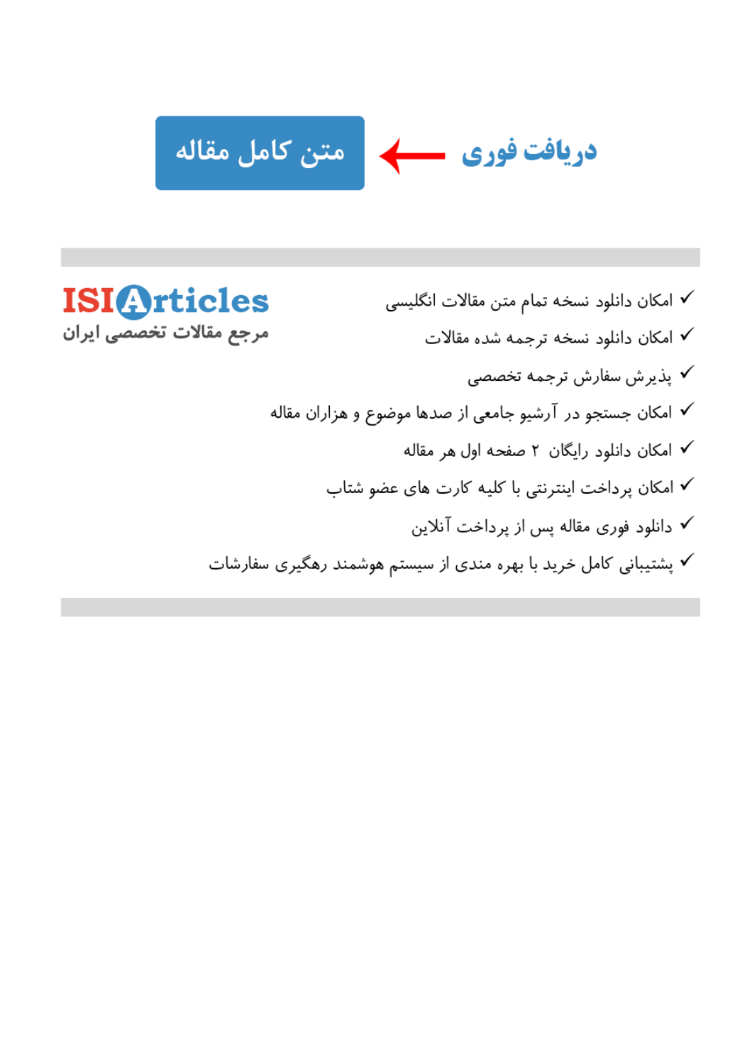دریافت فوری ← **متن کامل مقاله**

**ISIArticles**
مرجع مقالات تخصصی ایران

- ✓ امکان دانلود نسخه تمام متن مقالات انگلیسی
- ✓ امکان دانلود نسخه ترجمه شده مقالات
- ✓ پذیرش سفارش ترجمه تخصصی
- ✓ امکان جستجو در آرشیو جامعی از صدها موضوع و هزاران مقاله
- ✓ امکان دانلود رایگان ۲ صفحه اول هر مقاله
- ✓ امکان پرداخت اینترنتی با کلیه کارت های عضو شتاب
- ✓ دانلود فوری مقاله پس از پرداخت آنلاین
- ✓ پشتیبانی کامل خرید با بهره مندی از سیستم هوشمند رهگیری سفارشات